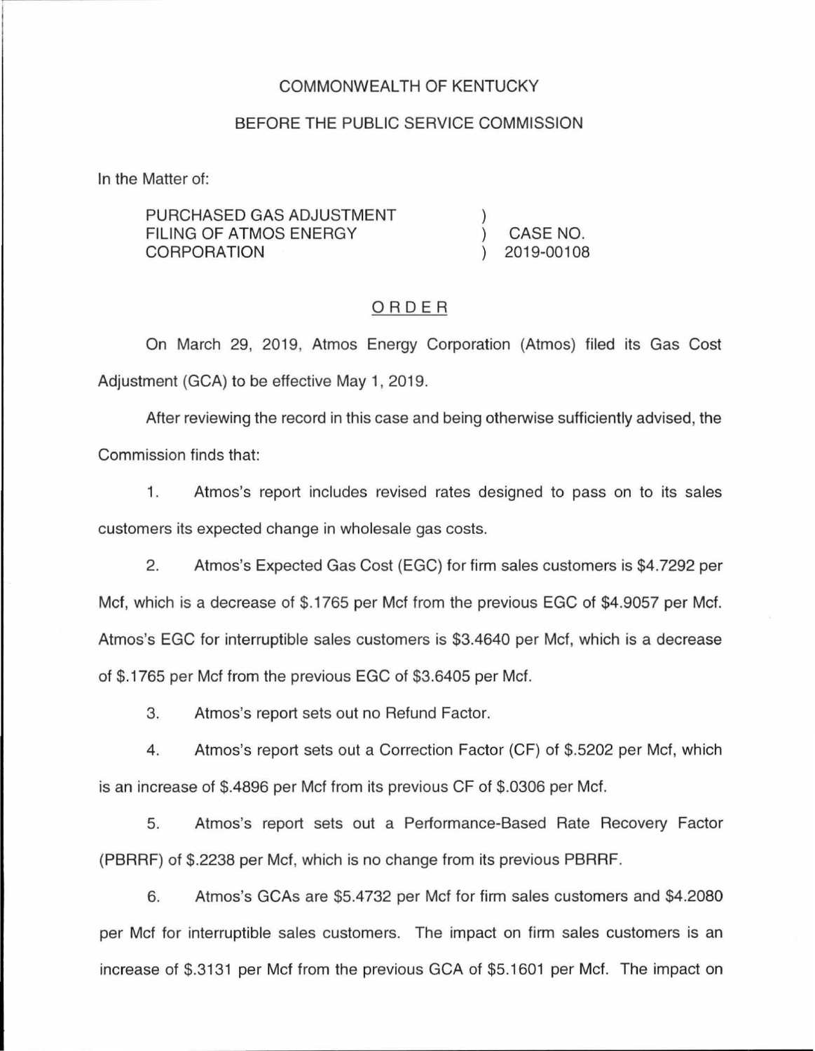COMMONWEALTH OF KENTUCKY

BEFORE THE PUBLIC SERVICE COMMISSION

In the Matter of:

| | | |
|---|---|---|
| PURCHASED GAS ADJUSTMENT FILING OF ATMOS ENERGY CORPORATION | ) ) ) | CASE NO. 2019-00108 |

## ORDER

On March 29, 2019, Atmos Energy Corporation (Atmos) filed its Gas Cost Adjustment (GCA) to be effective May 1, 2019.

After reviewing the record in this case and being otherwise sufficiently advised, the Commission finds that:

1. Atmos's report includes revised rates designed to pass on to its sales customers its expected change in wholesale gas costs.

2. Atmos's Expected Gas Cost (EGC) for firm sales customers is $4.7292 per Mcf, which is a decrease of $.1765 per Mcf from the previous EGC of $4.9057 per Mcf. Atmos's EGC for interruptible sales customers is $3.4640 per Mcf, which is a decrease of $.1765 per Mcf from the previous EGC of $3.6405 per Mcf.

3. Atmos's report sets out no Refund Factor.

4. Atmos's report sets out a Correction Factor (CF) of $.5202 per Mcf, which is an increase of $.4896 per Mcf from its previous CF of $.0306 per Mcf.

5. Atmos's report sets out a Performance-Based Rate Recovery Factor (PBRRF) of $.2238 per Mcf, which is no change from its previous PBRRF.

6. Atmos's GCAs are $5.4732 per Mcf for firm sales customers and $4.2080 per Mcf for interruptible sales customers. The impact on firm sales customers is an increase of $.3131 per Mcf from the previous GCA of $5.1601 per Mcf. The impact on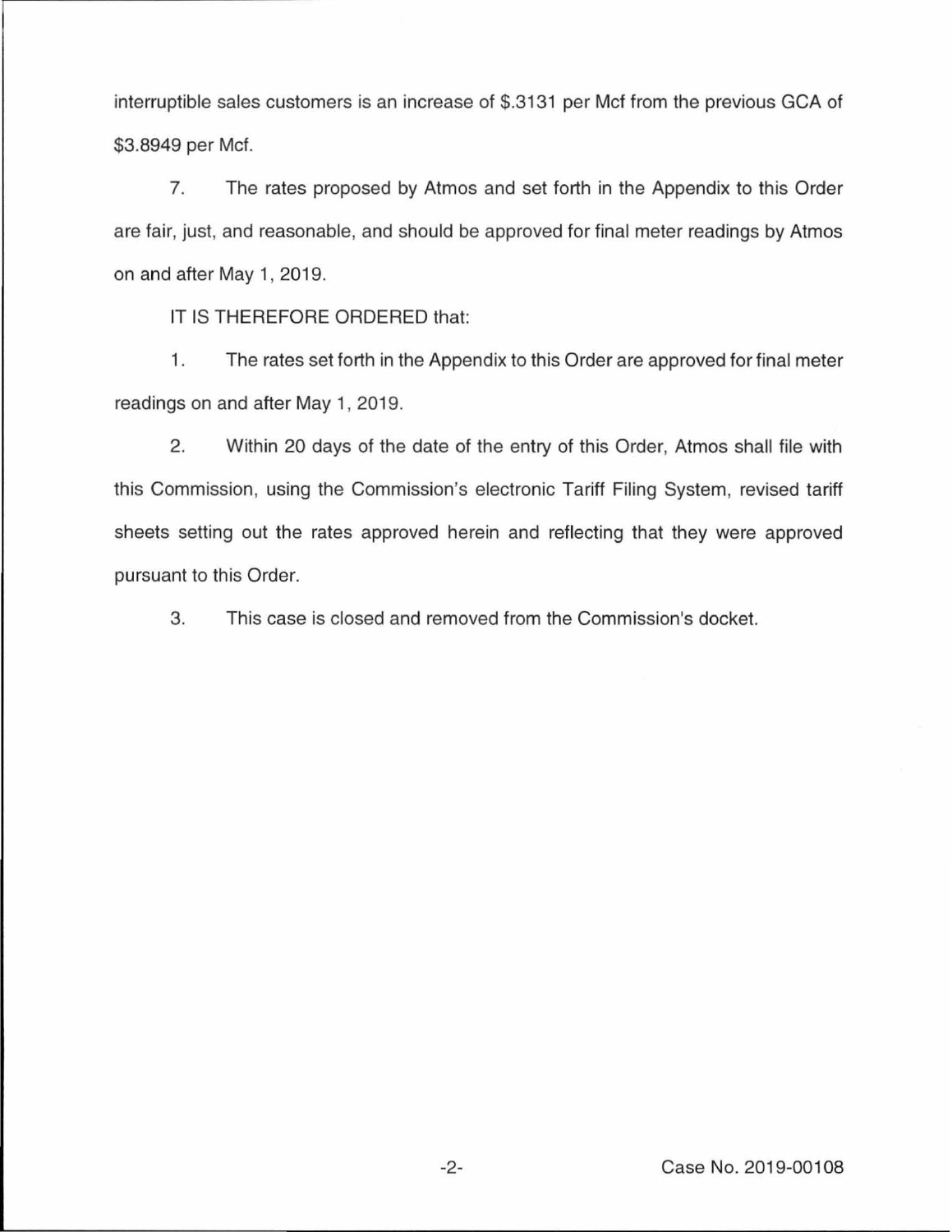interruptible sales customers is an increase of $.3131 per Mcf from the previous GCA of $3.8949 per Mcf.

7. The rates proposed by Atmos and set forth in the Appendix to this Order are fair, just, and reasonable, and should be approved for final meter readings by Atmos on and after May 1, 2019.

IT IS THEREFORE ORDERED that:

1. The rates set forth in the Appendix to this Order are approved for final meter readings on and after May 1, 2019.

2. Within 20 days of the date of the entry of this Order, Atmos shall file with this Commission, using the Commission's electronic Tariff Filing System, revised tariff sheets setting out the rates approved herein and reflecting that they were approved pursuant to this Order.

3. This case is closed and removed from the Commission's docket.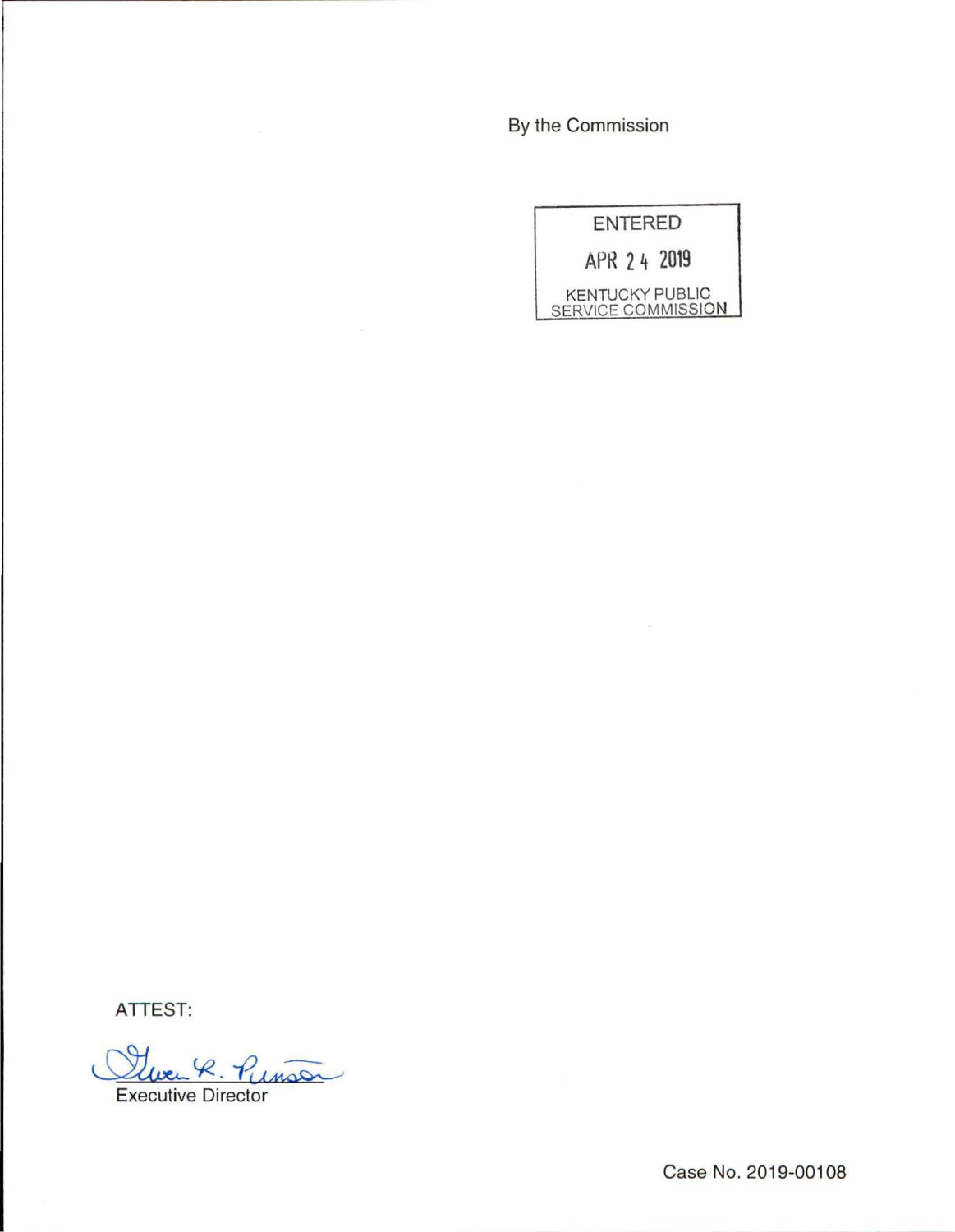By the Commission

ENTERED

APR 24 2019

KENTUCKY PUBLIC SERVICE COMMISSION

ATTEST:

Gwen R. Pinson

Executive Director

Case No. 2019-00108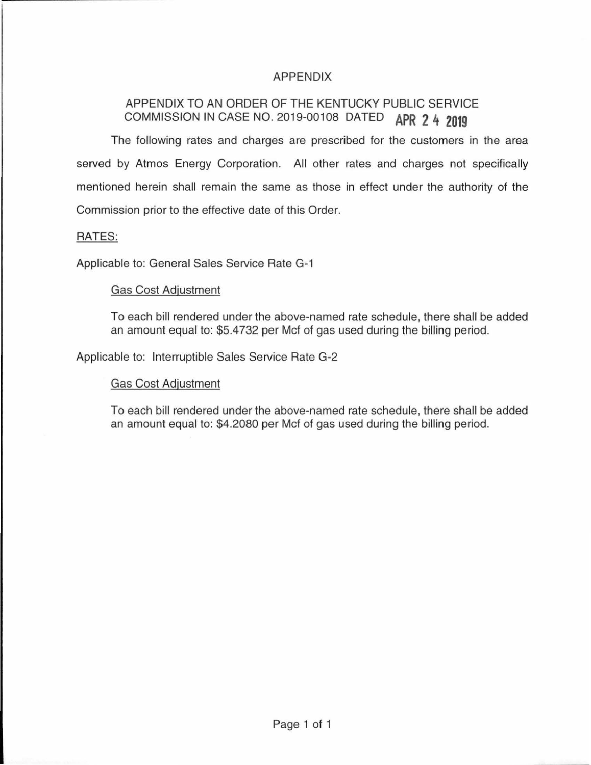# APPENDIX

## APPENDIX TO AN ORDER OF THE KENTUCKY PUBLIC SERVICE COMMISSION IN CASE NO. 2019-00108 DATED APR 24 2019

The following rates and charges are prescribed for the customers in the area served by Atmos Energy Corporation. All other rates and charges not specifically mentioned herein shall remain the same as those in effect under the authority of the Commission prior to the effective date of this Order.

RATES:

Applicable to: General Sales Service Rate G-1

Gas Cost Adjustment

To each bill rendered under the above-named rate schedule, there shall be added an amount equal to: $5.4732 per Mcf of gas used during the billing period.

Applicable to: Interruptible Sales Service Rate G-2

Gas Cost Adjustment

To each bill rendered under the above-named rate schedule, there shall be added an amount equal to: $4.2080 per Mcf of gas used during the billing period.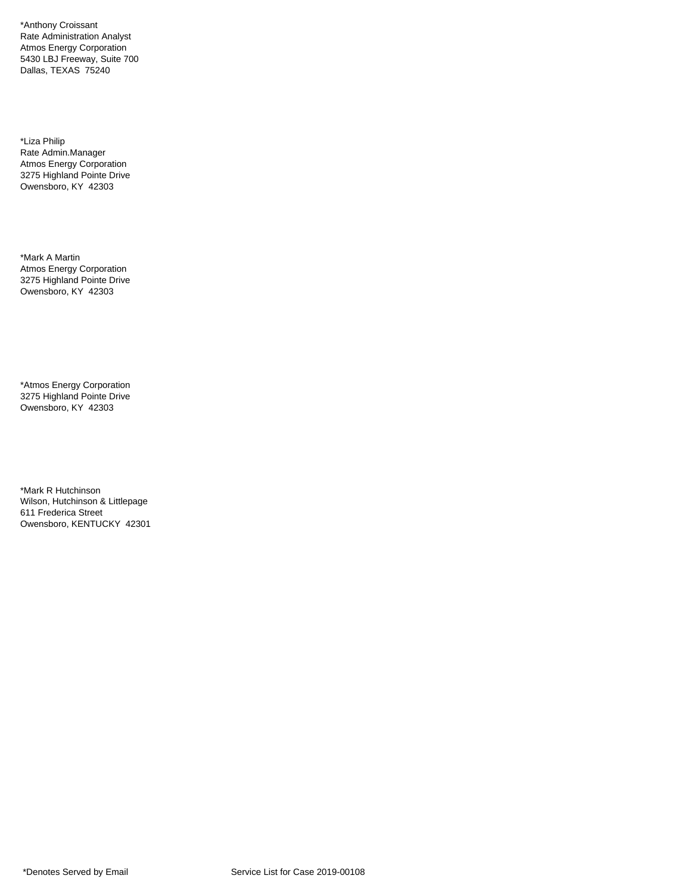*Anthony Croissant
Rate Administration Analyst
Atmos Energy Corporation
5430 LBJ Freeway, Suite 700
Dallas, TEXAS  75240

*Liza Philip
Rate Admin.Manager
Atmos Energy Corporation
3275 Highland Pointe Drive
Owensboro, KY  42303

*Mark A Martin
Atmos Energy Corporation
3275 Highland Pointe Drive
Owensboro, KY  42303

*Atmos Energy Corporation
3275 Highland Pointe Drive
Owensboro, KY  42303

*Mark R Hutchinson
Wilson, Hutchinson & Littlepage
611 Frederica Street
Owensboro, KENTUCKY  42301

*Denotes Served by Email

Service List for Case 2019-00108